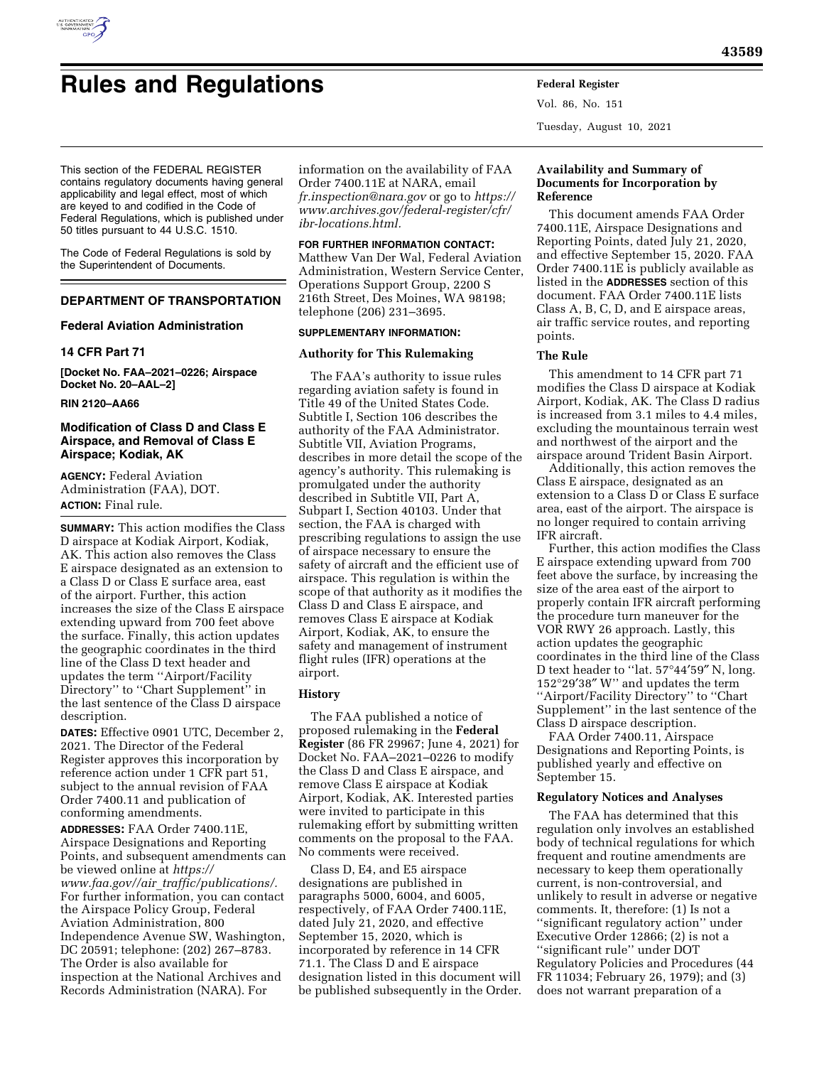# Rules and Regulations

This section of the FEDERAL REGISTER contains regulatory documents having general applicability and legal effect, most of which are keyed to and codified in the Code of Federal Regulations, which is published under 50 titles pursuant to 44 U.S.C. 1510.

The Code of Federal Regulations is sold by the Superintendent of Documents.

## DEPARTMENT OF TRANSPORTATION

### Federal Aviation Administration

### 14 CFR Part 71

**[Docket No. FAA–2021–0226; Airspace Docket No. 20–AAL–2]**

**RIN 2120–AA66**

### Modification of Class D and Class E Airspace, and Removal of Class E Airspace; Kodiak, AK

**AGENCY:** Federal Aviation Administration (FAA), DOT.

**ACTION:** Final rule.

**SUMMARY:** This action modifies the Class D airspace at Kodiak Airport, Kodiak, AK. This action also removes the Class E airspace designated as an extension to a Class D or Class E surface area, east of the airport. Further, this action increases the size of the Class E airspace extending upward from 700 feet above the surface. Finally, this action updates the geographic coordinates in the third line of the Class D text header and updates the term ''Airport/Facility Directory'' to ''Chart Supplement'' in the last sentence of the Class D airspace description.

**DATES:** Effective 0901 UTC, December 2, 2021. The Director of the Federal Register approves this incorporation by reference action under 1 CFR part 51, subject to the annual revision of FAA Order 7400.11 and publication of conforming amendments.

**ADDRESSES:** FAA Order 7400.11E, Airspace Designations and Reporting Points, and subsequent amendments can be viewed online at *https://www.faa.gov//air_traffic/publications/.* For further information, you can contact the Airspace Policy Group, Federal Aviation Administration, 800 Independence Avenue SW, Washington, DC 20591; telephone: (202) 267–8783. The Order is also available for inspection at the National Archives and Records Administration (NARA). For information on the availability of FAA Order 7400.11E at NARA, email *fr.inspection@nara.gov* or go to *https://www.archives.gov/federal-register/cfr/ibr-locations.html.*

**FOR FURTHER INFORMATION CONTACT:** Matthew Van Der Wal, Federal Aviation Administration, Western Service Center, Operations Support Group, 2200 S 216th Street, Des Moines, WA 98198; telephone (206) 231–3695.

**SUPPLEMENTARY INFORMATION:**

#### Authority for This Rulemaking

The FAA's authority to issue rules regarding aviation safety is found in Title 49 of the United States Code. Subtitle I, Section 106 describes the authority of the FAA Administrator. Subtitle VII, Aviation Programs, describes in more detail the scope of the agency's authority. This rulemaking is promulgated under the authority described in Subtitle VII, Part A, Subpart I, Section 40103. Under that section, the FAA is charged with prescribing regulations to assign the use of airspace necessary to ensure the safety of aircraft and the efficient use of airspace. This regulation is within the scope of that authority as it modifies the Class D and Class E airspace, and removes Class E airspace at Kodiak Airport, Kodiak, AK, to ensure the safety and management of instrument flight rules (IFR) operations at the airport.

#### History

The FAA published a notice of proposed rulemaking in the **Federal Register** (86 FR 29967; June 4, 2021) for Docket No. FAA–2021–0226 to modify the Class D and Class E airspace, and remove Class E airspace at Kodiak Airport, Kodiak, AK. Interested parties were invited to participate in this rulemaking effort by submitting written comments on the proposal to the FAA. No comments were received.

Class D, E4, and E5 airspace designations are published in paragraphs 5000, 6004, and 6005, respectively, of FAA Order 7400.11E, dated July 21, 2020, and effective September 15, 2020, which is incorporated by reference in 14 CFR 71.1. The Class D and E airspace designation listed in this document will be published subsequently in the Order.

#### Availability and Summary of Documents for Incorporation by Reference

This document amends FAA Order 7400.11E, Airspace Designations and Reporting Points, dated July 21, 2020, and effective September 15, 2020. FAA Order 7400.11E is publicly available as listed in the **ADDRESSES** section of this document. FAA Order 7400.11E lists Class A, B, C, D, and E airspace areas, air traffic service routes, and reporting points.

#### The Rule

This amendment to 14 CFR part 71 modifies the Class D airspace at Kodiak Airport, Kodiak, AK. The Class D radius is increased from 3.1 miles to 4.4 miles, excluding the mountainous terrain west and northwest of the airport and the airspace around Trident Basin Airport.

Additionally, this action removes the Class E airspace, designated as an extension to a Class D or Class E surface area, east of the airport. The airspace is no longer required to contain arriving IFR aircraft.

Further, this action modifies the Class E airspace extending upward from 700 feet above the surface, by increasing the size of the area east of the airport to properly contain IFR aircraft performing the procedure turn maneuver for the VOR RWY 26 approach. Lastly, this action updates the geographic coordinates in the third line of the Class D text header to ''lat. 57°44′59″ N, long. 152°29′38″ W'' and updates the term ''Airport/Facility Directory'' to ''Chart Supplement'' in the last sentence of the Class D airspace description.

FAA Order 7400.11, Airspace Designations and Reporting Points, is published yearly and effective on September 15.

#### Regulatory Notices and Analyses

The FAA has determined that this regulation only involves an established body of technical regulations for which frequent and routine amendments are necessary to keep them operationally current, is non-controversial, and unlikely to result in adverse or negative comments. It, therefore: (1) Is not a ''significant regulatory action'' under Executive Order 12866; (2) is not a ''significant rule'' under DOT Regulatory Policies and Procedures (44 FR 11034; February 26, 1979); and (3) does not warrant preparation of a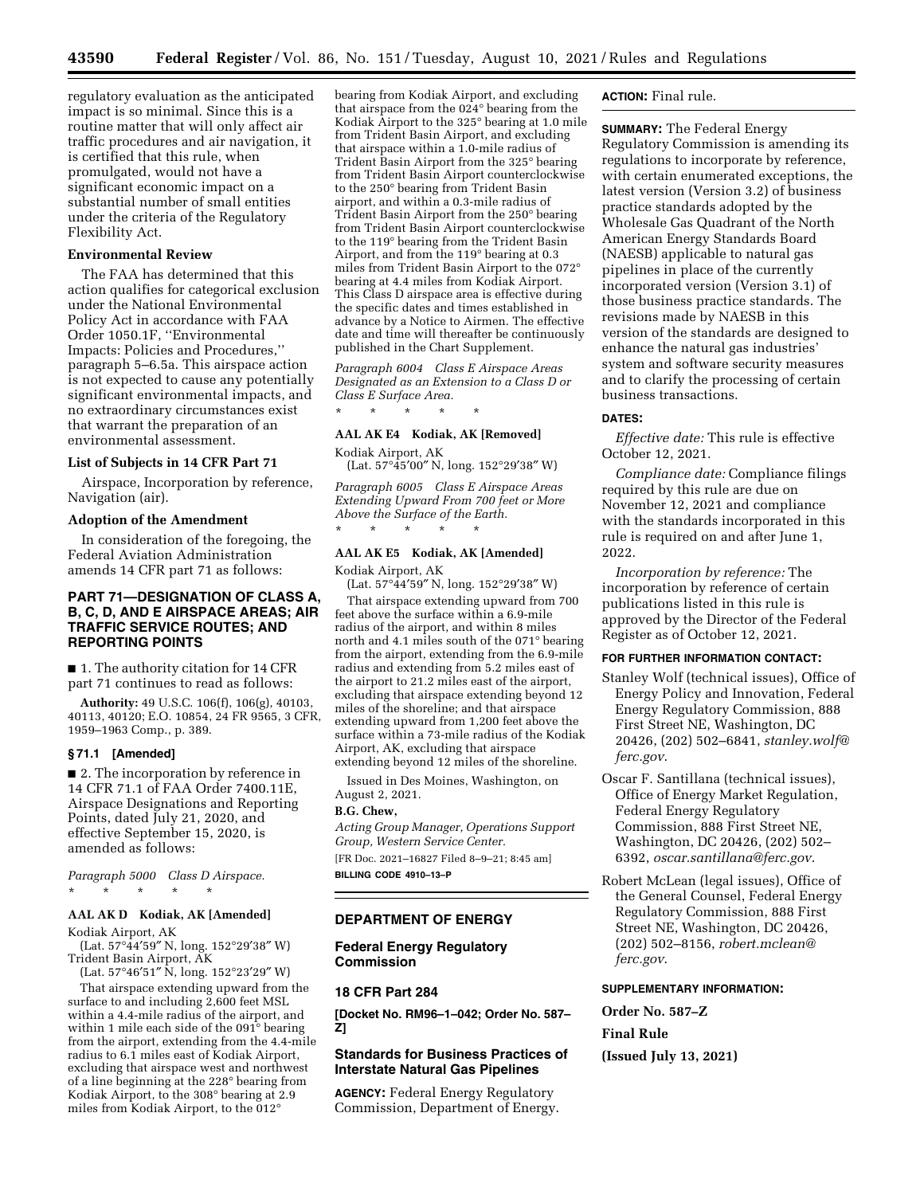regulatory evaluation as the anticipated impact is so minimal. Since this is a routine matter that will only affect air traffic procedures and air navigation, it is certified that this rule, when promulgated, would not have a significant economic impact on a substantial number of small entities under the criteria of the Regulatory Flexibility Act.

## Environmental Review

The FAA has determined that this action qualifies for categorical exclusion under the National Environmental Policy Act in accordance with FAA Order 1050.1F, ''Environmental Impacts: Policies and Procedures,'' paragraph 5–6.5a. This airspace action is not expected to cause any potentially significant environmental impacts, and no extraordinary circumstances exist that warrant the preparation of an environmental assessment.

## List of Subjects in 14 CFR Part 71

Airspace, Incorporation by reference, Navigation (air).

## Adoption of the Amendment

In consideration of the foregoing, the Federal Aviation Administration amends 14 CFR part 71 as follows:

## PART 71—DESIGNATION OF CLASS A, B, C, D, AND E AIRSPACE AREAS; AIR TRAFFIC SERVICE ROUTES; AND REPORTING POINTS

■ 1. The authority citation for 14 CFR part 71 continues to read as follows:

**Authority:** 49 U.S.C. 106(f), 106(g), 40103, 40113, 40120; E.O. 10854, 24 FR 9565, 3 CFR, 1959–1963 Comp., p. 389.

### § 71.1 [Amended]

■ 2. The incorporation by reference in 14 CFR 71.1 of FAA Order 7400.11E, Airspace Designations and Reporting Points, dated July 21, 2020, and effective September 15, 2020, is amended as follows:

*Paragraph 5000 Class D Airspace.*

\* \* \* \* \*

**AAL AK D Kodiak, AK [Amended]**

Kodiak Airport, AK
(Lat. 57°44′59″ N, long. 152°29′38″ W)
Trident Basin Airport, AK
(Lat. 57°46′51″ N, long. 152°23′29″ W)

That airspace extending upward from the surface to and including 2,600 feet MSL within a 4.4-mile radius of the airport, and within 1 mile each side of the 091° bearing from the airport, extending from the 4.4-mile radius to 6.1 miles east of Kodiak Airport, excluding that airspace west and northwest of a line beginning at the 228° bearing from Kodiak Airport, to the 308° bearing at 2.9 miles from Kodiak Airport, to the 012° bearing from Kodiak Airport, and excluding that airspace from the 024° bearing from the Kodiak Airport to the 325° bearing at 1.0 mile from Trident Basin Airport, and excluding that airspace within a 1.0-mile radius of Trident Basin Airport from the 325° bearing from Trident Basin Airport counterclockwise to the 250° bearing from Trident Basin airport, and within a 0.3-mile radius of Trident Basin Airport from the 250° bearing from Trident Basin Airport counterclockwise to the 119° bearing from the Trident Basin Airport, and from the 119° bearing at 0.3 miles from Trident Basin Airport to the 072° bearing at 4.4 miles from Kodiak Airport. This Class D airspace area is effective during the specific dates and times established in advance by a Notice to Airmen. The effective date and time will thereafter be continuously published in the Chart Supplement.

*Paragraph 6004 Class E Airspace Areas Designated as an Extension to a Class D or Class E Surface Area.*

\* \* \* \* \*

**AAL AK E4 Kodiak, AK [Removed]**

Kodiak Airport, AK
(Lat. 57°45′00″ N, long. 152°29′38″ W)

*Paragraph 6005 Class E Airspace Areas Extending Upward From 700 feet or More Above the Surface of the Earth.*

\* \* \* \* \*

**AAL AK E5 Kodiak, AK [Amended]**

Kodiak Airport, AK
(Lat. 57°44′59″ N, long. 152°29′38″ W)

That airspace extending upward from 700 feet above the surface within a 6.9-mile radius of the airport, and within 8 miles north and 4.1 miles south of the 071° bearing from the airport, extending from the 6.9-mile radius and extending from 5.2 miles east of the airport to 21.2 miles east of the airport, excluding that airspace extending beyond 12 miles of the shoreline; and that airspace extending upward from 1,200 feet above the surface within a 73-mile radius of the Kodiak Airport, AK, excluding that airspace extending beyond 12 miles of the shoreline.

Issued in Des Moines, Washington, on August 2, 2021.

**B.G. Chew,**

*Acting Group Manager, Operations Support Group, Western Service Center.*

[FR Doc. 2021–16827 Filed 8–9–21; 8:45 am]

**BILLING CODE 4910–13–P**

# DEPARTMENT OF ENERGY

## Federal Energy Regulatory Commission

## 18 CFR Part 284

**[Docket No. RM96–1–042; Order No. 587–Z]**

## Standards for Business Practices of Interstate Natural Gas Pipelines

**AGENCY:** Federal Energy Regulatory Commission, Department of Energy.

**ACTION:** Final rule.

**SUMMARY:** The Federal Energy Regulatory Commission is amending its regulations to incorporate by reference, with certain enumerated exceptions, the latest version (Version 3.2) of business practice standards adopted by the Wholesale Gas Quadrant of the North American Energy Standards Board (NAESB) applicable to natural gas pipelines in place of the currently incorporated version (Version 3.1) of those business practice standards. The revisions made by NAESB in this version of the standards are designed to enhance the natural gas industries' system and software security measures and to clarify the processing of certain business transactions.

**DATES:**

*Effective date:* This rule is effective October 12, 2021.

*Compliance date:* Compliance filings required by this rule are due on November 12, 2021 and compliance with the standards incorporated in this rule is required on and after June 1, 2022.

*Incorporation by reference:* The incorporation by reference of certain publications listed in this rule is approved by the Director of the Federal Register as of October 12, 2021.

**FOR FURTHER INFORMATION CONTACT:**

Stanley Wolf (technical issues), Office of Energy Policy and Innovation, Federal Energy Regulatory Commission, 888 First Street NE, Washington, DC 20426, (202) 502–6841, *stanley.wolf@ferc.gov.*

Oscar F. Santillana (technical issues), Office of Energy Market Regulation, Federal Energy Regulatory Commission, 888 First Street NE, Washington, DC 20426, (202) 502–6392, *oscar.santillana@ferc.gov*.

Robert McLean (legal issues), Office of the General Counsel, Federal Energy Regulatory Commission, 888 First Street NE, Washington, DC 20426, (202) 502–8156, *robert.mclean@ferc.gov*.

**SUPPLEMENTARY INFORMATION:**

**Order No. 587–Z**

**Final Rule**

**(Issued July 13, 2021)**